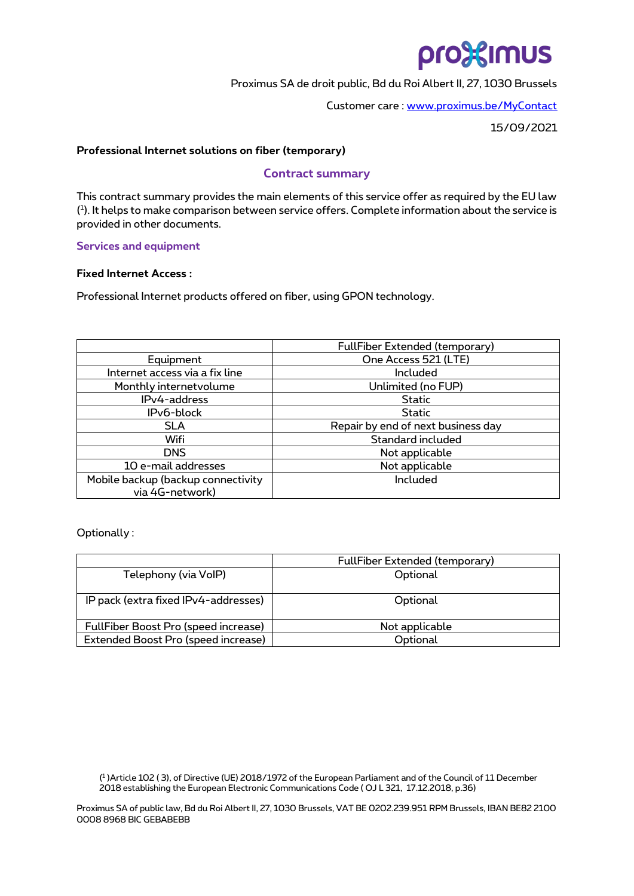Proximus SA de droit public, Bd du Roi Albert II, 27, 1030 Brussels

Customer care : www.proximus.be/MyContact

15/09/2021

**Professional Internet solutions on fiber (temporary)**

## Contract summary

This contract summary provides the main elements of this service offer as required by the EU law ([1]). It helps to make comparison between service offers. Complete information about the service is provided in other documents.

### Services and equipment

**Fixed Internet Access :**

Professional Internet products offered on fiber, using GPON technology.

| | FullFiber Extended (temporary) |
|---|---|
| Equipment | One Access 521 (LTE) |
| Internet access via a fix line | Included |
| Monthly internetvolume | Unlimited (no FUP) |
| IPv4-address | Static |
| IPv6-block | Static |
| SLA | Repair by end of next business day |
| Wifi | Standard included |
| DNS | Not applicable |
| 10 e-mail addresses | Not applicable |
| Mobile backup (backup connectivity via 4G-network) | Included |

Optionally :

| | FullFiber Extended (temporary) |
|---|---|
| Telephony (via VoIP) | Optional |
| IP pack (extra fixed IPv4-addresses) | Optional |
| FullFiber Boost Pro (speed increase) | Not applicable |
| Extended Boost Pro (speed increase) | Optional |

([1] )Article 102 ( 3), of Directive (UE) 2018/1972 of the European Parliament and of the Council of 11 December 2018 establishing the European Electronic Communications Code ( OJ L 321, 17.12.2018, p.36)

Proximus SA of public law, Bd du Roi Albert II, 27, 1030 Brussels, VAT BE 0202.239.951 RPM Brussels, IBAN BE82 2100 0008 8968 BIC GEBABEBB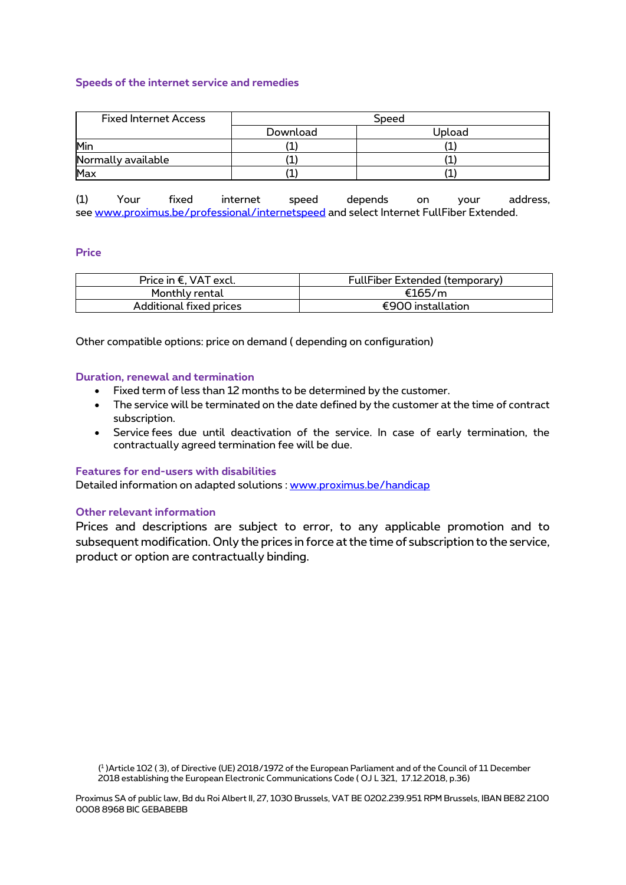## Speeds of the internet service and remedies

| Fixed Internet Access | Speed | |
|---|---|---|
| | Download | Upload |
| Min | (1) | (1) |
| Normally available | (1) | (1) |
| Max | (1) | (1) |

(1) Your fixed internet speed depends on your address, see www.proximus.be/professional/internetspeed and select Internet FullFiber Extended.

## Price

| Price in €, VAT excl. | FullFiber Extended (temporary) |
|---|---|
| Monthly rental | €165/m |
| Additional fixed prices | €900 installation |

Other compatible options: price on demand ( depending on configuration)

## Duration, renewal and termination

- Fixed term of less than 12 months to be determined by the customer.
- The service will be terminated on the date defined by the customer at the time of contract subscription.
- Service fees due until deactivation of the service. In case of early termination, the contractually agreed termination fee will be due.

## Features for end-users with disabilities

Detailed information on adapted solutions : www.proximus.be/handicap

## Other relevant information

Prices and descriptions are subject to error, to any applicable promotion and to subsequent modification. Only the prices in force at the time of subscription to the service, product or option are contractually binding.

([1] )Article 102 ( 3), of Directive (UE) 2018/1972 of the European Parliament and of the Council of 11 December 2018 establishing the European Electronic Communications Code ( OJ L 321, 17.12.2018, p.36)

Proximus SA of public law, Bd du Roi Albert II, 27, 1030 Brussels, VAT BE 0202.239.951 RPM Brussels, IBAN BE82 2100 0008 8968 BIC GEBABEBB